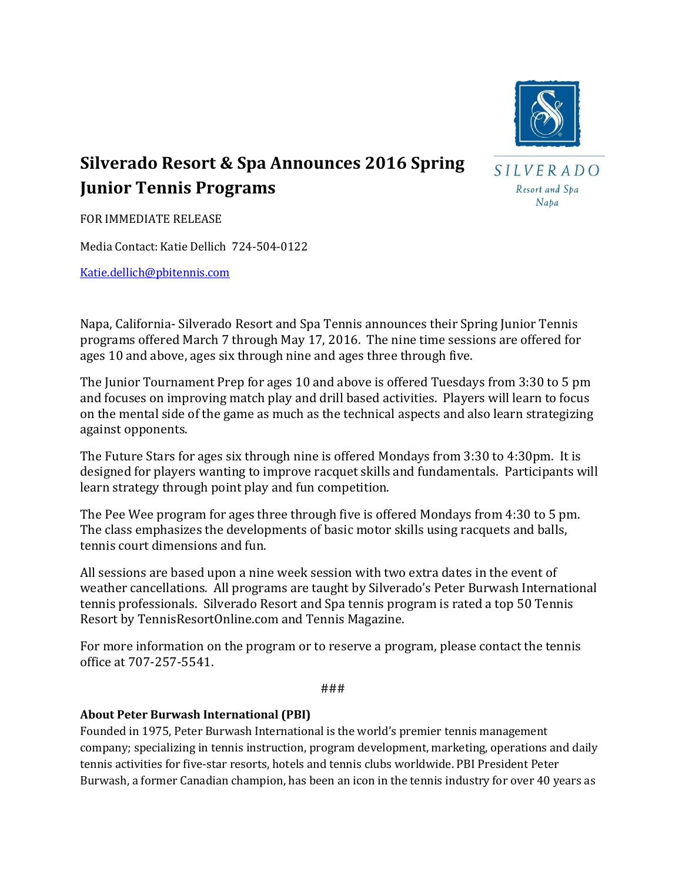# Silverado Resort & Spa Announces 2016 Spring Junior Tennis Programs

SILVERADO
Resort and Spa
Napa

FOR IMMEDIATE RELEASE

Media Contact: Katie Dellich 724-504-0122

Katie.dellich@pbitennis.com

Napa, California- Silverado Resort and Spa Tennis announces their Spring Junior Tennis programs offered March 7 through May 17, 2016. The nine time sessions are offered for ages 10 and above, ages six through nine and ages three through five.

The Junior Tournament Prep for ages 10 and above is offered Tuesdays from 3:30 to 5 pm and focuses on improving match play and drill based activities. Players will learn to focus on the mental side of the game as much as the technical aspects and also learn strategizing against opponents.

The Future Stars for ages six through nine is offered Mondays from 3:30 to 4:30pm. It is designed for players wanting to improve racquet skills and fundamentals. Participants will learn strategy through point play and fun competition.

The Pee Wee program for ages three through five is offered Mondays from 4:30 to 5 pm. The class emphasizes the developments of basic motor skills using racquets and balls, tennis court dimensions and fun.

All sessions are based upon a nine week session with two extra dates in the event of weather cancellations. All programs are taught by Silverado's Peter Burwash International tennis professionals. Silverado Resort and Spa tennis program is rated a top 50 Tennis Resort by TennisResortOnline.com and Tennis Magazine.

For more information on the program or to reserve a program, please contact the tennis office at 707-257-5541.

###

**About Peter Burwash International (PBI)**
Founded in 1975, Peter Burwash International is the world's premier tennis management company; specializing in tennis instruction, program development, marketing, operations and daily tennis activities for five-star resorts, hotels and tennis clubs worldwide. PBI President Peter Burwash, a former Canadian champion, has been an icon in the tennis industry for over 40 years as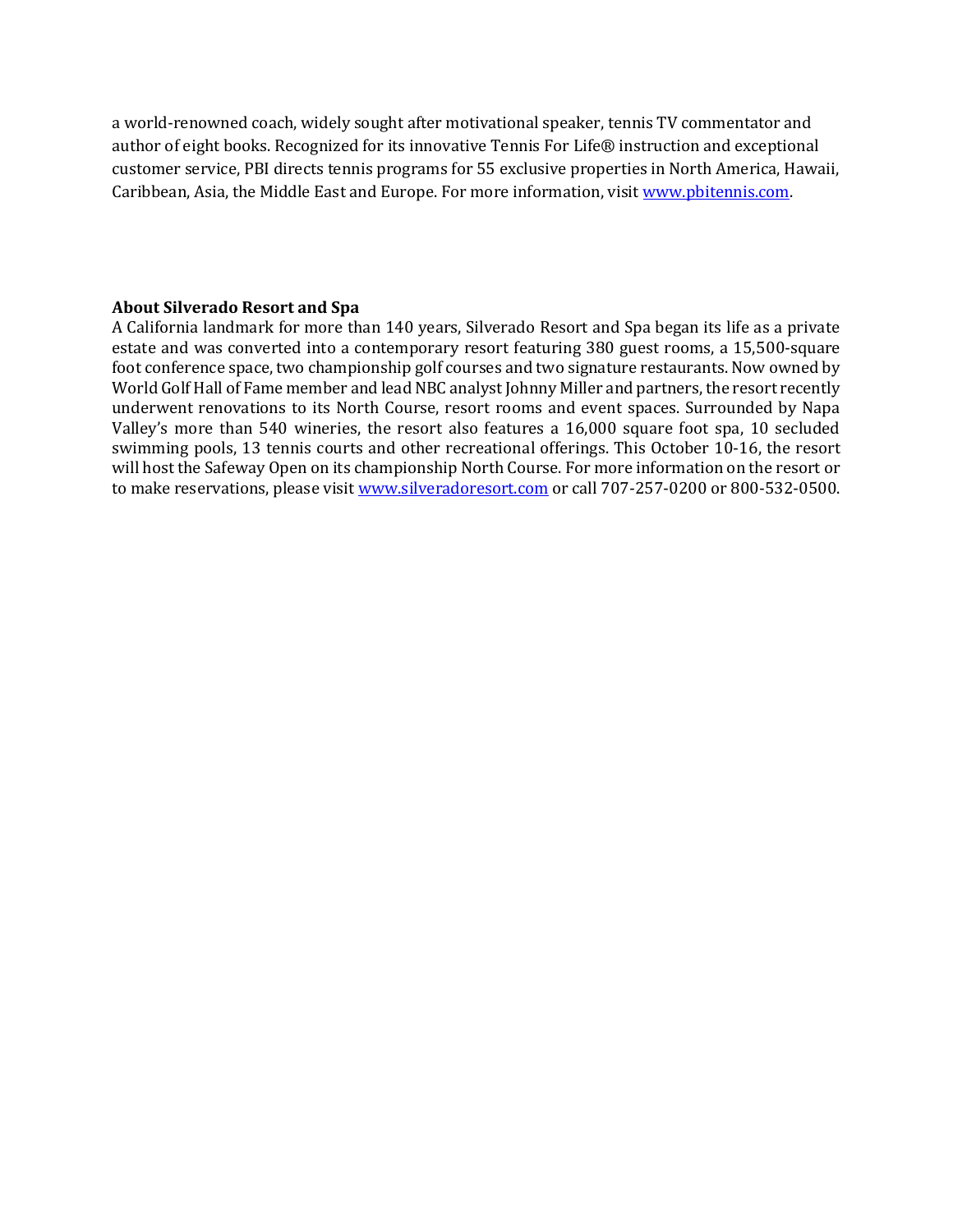a world-renowned coach, widely sought after motivational speaker, tennis TV commentator and author of eight books. Recognized for its innovative Tennis For Life® instruction and exceptional customer service, PBI directs tennis programs for 55 exclusive properties in North America, Hawaii, Caribbean, Asia, the Middle East and Europe. For more information, visit www.pbitennis.com.

**About Silverado Resort and Spa**

A California landmark for more than 140 years, Silverado Resort and Spa began its life as a private estate and was converted into a contemporary resort featuring 380 guest rooms, a 15,500-square foot conference space, two championship golf courses and two signature restaurants. Now owned by World Golf Hall of Fame member and lead NBC analyst Johnny Miller and partners, the resort recently underwent renovations to its North Course, resort rooms and event spaces. Surrounded by Napa Valley's more than 540 wineries, the resort also features a 16,000 square foot spa, 10 secluded swimming pools, 13 tennis courts and other recreational offerings. This October 10-16, the resort will host the Safeway Open on its championship North Course. For more information on the resort or to make reservations, please visit www.silveradoresort.com or call 707-257-0200 or 800-532-0500.